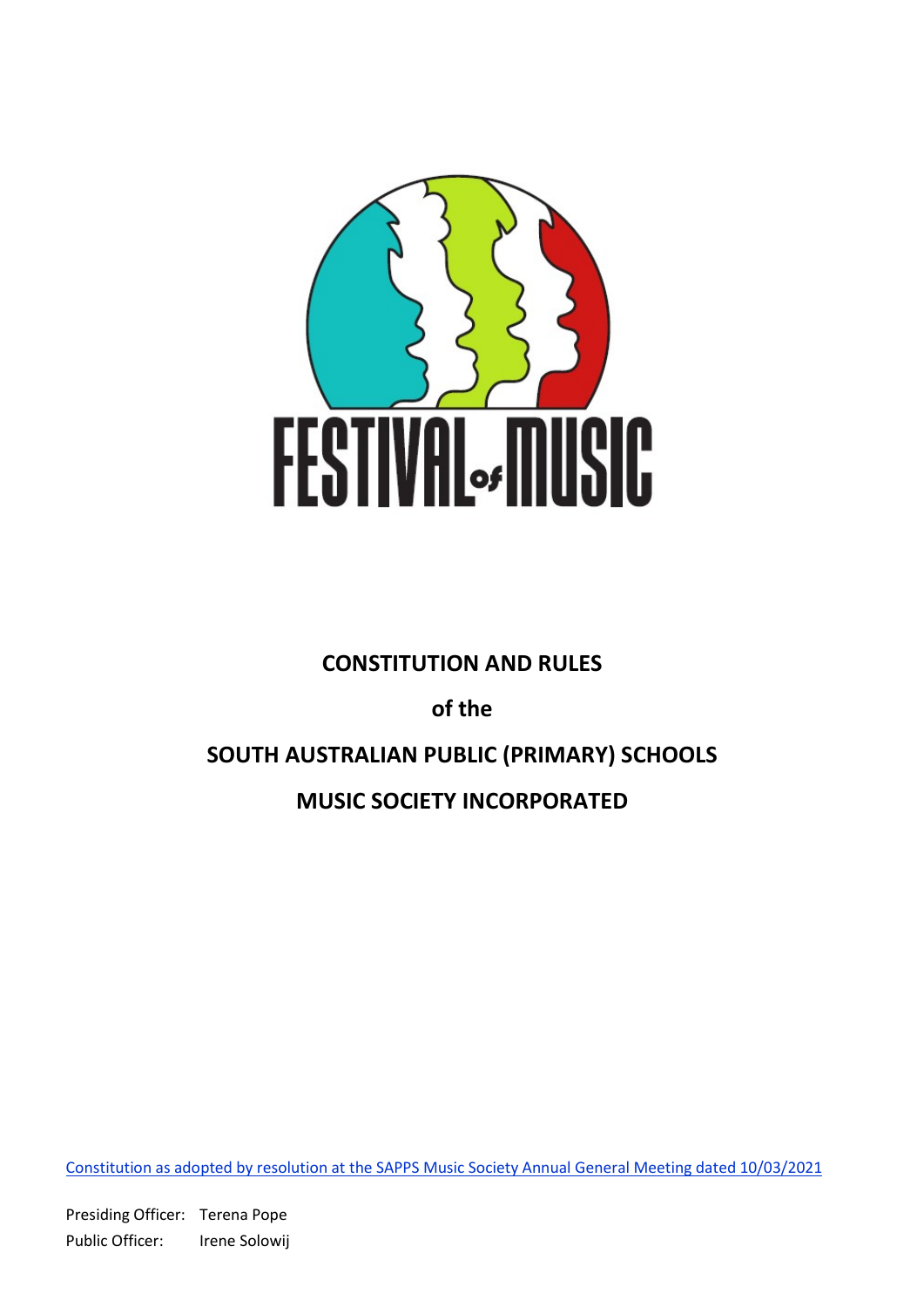FESTIVAL of MUSIC

# CONSTITUTION AND RULES

## of the

# SOUTH AUSTRALIAN PUBLIC (PRIMARY) SCHOOLS MUSIC SOCIETY INCORPORATED

Constitution as adopted by resolution at the SAPPS Music Society Annual General Meeting dated 10/03/2021

Presiding Officer: Terena Pope
Public Officer: Irene Solowij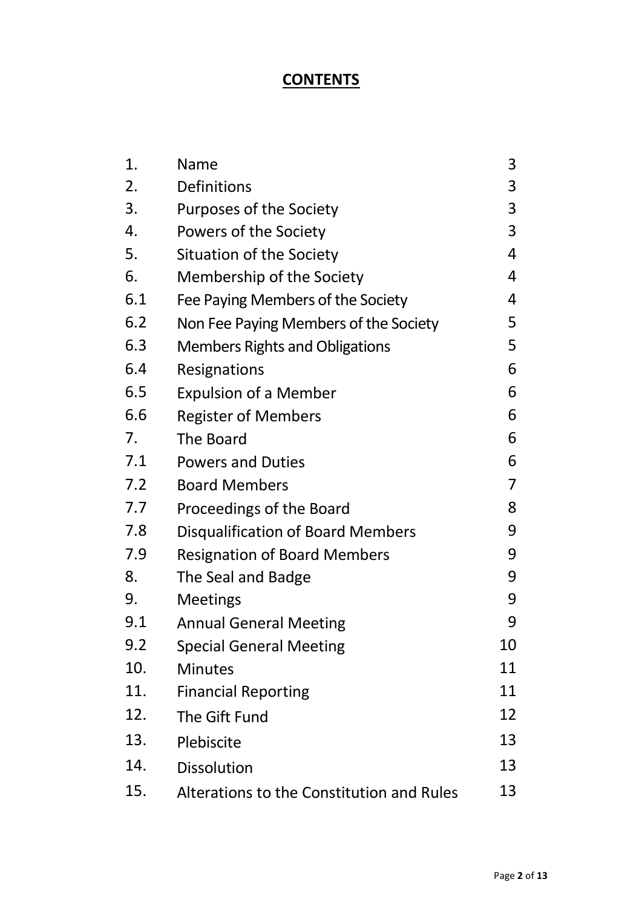# CONTENTS

| | | |
|---|---|---|
| 1. | Name | 3 |
| 2. | Definitions | 3 |
| 3. | Purposes of the Society | 3 |
| 4. | Powers of the Society | 3 |
| 5. | Situation of the Society | 4 |
| 6. | Membership of the Society | 4 |
| 6.1 | Fee Paying Members of the Society | 4 |
| 6.2 | Non Fee Paying Members of the Society | 5 |
| 6.3 | Members Rights and Obligations | 5 |
| 6.4 | Resignations | 6 |
| 6.5 | Expulsion of a Member | 6 |
| 6.6 | Register of Members | 6 |
| 7. | The Board | 6 |
| 7.1 | Powers and Duties | 6 |
| 7.2 | Board Members | 7 |
| 7.7 | Proceedings of the Board | 8 |
| 7.8 | Disqualification of Board Members | 9 |
| 7.9 | Resignation of Board Members | 9 |
| 8. | The Seal and Badge | 9 |
| 9. | Meetings | 9 |
| 9.1 | Annual General Meeting | 9 |
| 9.2 | Special General Meeting | 10 |
| 10. | Minutes | 11 |
| 11. | Financial Reporting | 11 |
| 12. | The Gift Fund | 12 |
| 13. | Plebiscite | 13 |
| 14. | Dissolution | 13 |
| 15. | Alterations to the Constitution and Rules | 13 |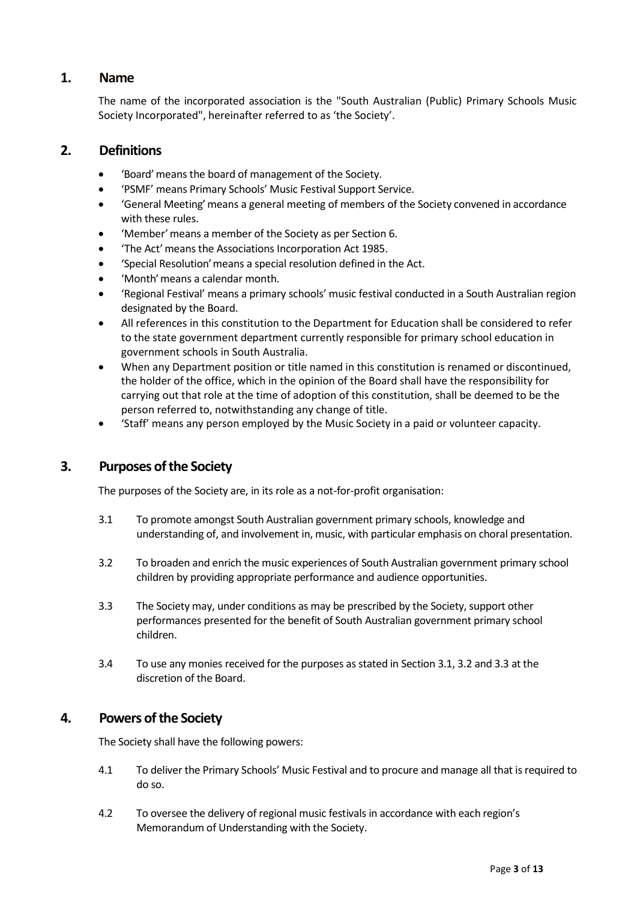## 1. Name

The name of the incorporated association is the "South Australian (Public) Primary Schools Music Society Incorporated", hereinafter referred to as 'the Society'.

## 2. Definitions

- 'Board' means the board of management of the Society.
- 'PSMF' means Primary Schools' Music Festival Support Service.
- 'General Meeting' means a general meeting of members of the Society convened in accordance with these rules.
- 'Member' means a member of the Society as per Section 6.
- 'The Act' means the Associations Incorporation Act 1985.
- 'Special Resolution' means a special resolution defined in the Act.
- 'Month' means a calendar month.
- 'Regional Festival' means a primary schools' music festival conducted in a South Australian region designated by the Board.
- All references in this constitution to the Department for Education shall be considered to refer to the state government department currently responsible for primary school education in government schools in South Australia.
- When any Department position or title named in this constitution is renamed or discontinued, the holder of the office, which in the opinion of the Board shall have the responsibility for carrying out that role at the time of adoption of this constitution, shall be deemed to be the person referred to, notwithstanding any change of title.
- 'Staff' means any person employed by the Music Society in a paid or volunteer capacity.

## 3. Purposes of the Society

The purposes of the Society are, in its role as a not-for-profit organisation:

3.1 To promote amongst South Australian government primary schools, knowledge and understanding of, and involvement in, music, with particular emphasis on choral presentation.

3.2 To broaden and enrich the music experiences of South Australian government primary school children by providing appropriate performance and audience opportunities.

3.3 The Society may, under conditions as may be prescribed by the Society, support other performances presented for the benefit of South Australian government primary school children.

3.4 To use any monies received for the purposes as stated in Section 3.1, 3.2 and 3.3 at the discretion of the Board.

## 4. Powers of the Society

The Society shall have the following powers:

4.1 To deliver the Primary Schools' Music Festival and to procure and manage all that is required to do so.

4.2 To oversee the delivery of regional music festivals in accordance with each region's Memorandum of Understanding with the Society.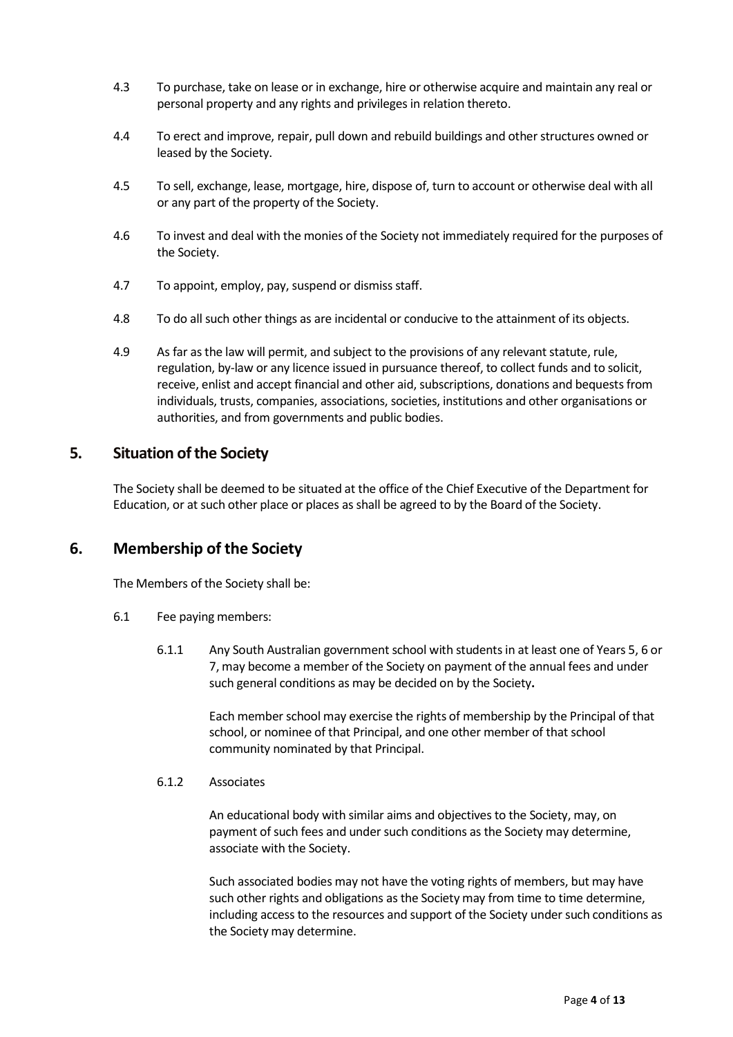4.3 To purchase, take on lease or in exchange, hire or otherwise acquire and maintain any real or personal property and any rights and privileges in relation thereto.

4.4 To erect and improve, repair, pull down and rebuild buildings and other structures owned or leased by the Society.

4.5 To sell, exchange, lease, mortgage, hire, dispose of, turn to account or otherwise deal with all or any part of the property of the Society.

4.6 To invest and deal with the monies of the Society not immediately required for the purposes of the Society.

4.7 To appoint, employ, pay, suspend or dismiss staff.

4.8 To do all such other things as are incidental or conducive to the attainment of its objects.

4.9 As far as the law will permit, and subject to the provisions of any relevant statute, rule, regulation, by-law or any licence issued in pursuance thereof, to collect funds and to solicit, receive, enlist and accept financial and other aid, subscriptions, donations and bequests from individuals, trusts, companies, associations, societies, institutions and other organisations or authorities, and from governments and public bodies.

## 5. Situation of the Society

The Society shall be deemed to be situated at the office of the Chief Executive of the Department for Education, or at such other place or places as shall be agreed to by the Board of the Society.

## 6. Membership of the Society

The Members of the Society shall be:

6.1 Fee paying members:

6.1.1 Any South Australian government school with students in at least one of Years 5, 6 or 7, may become a member of the Society on payment of the annual fees and under such general conditions as may be decided on by the Society**.**

Each member school may exercise the rights of membership by the Principal of that school, or nominee of that Principal, and one other member of that school community nominated by that Principal.

6.1.2 Associates

An educational body with similar aims and objectives to the Society, may, on payment of such fees and under such conditions as the Society may determine, associate with the Society.

Such associated bodies may not have the voting rights of members, but may have such other rights and obligations as the Society may from time to time determine, including access to the resources and support of the Society under such conditions as the Society may determine.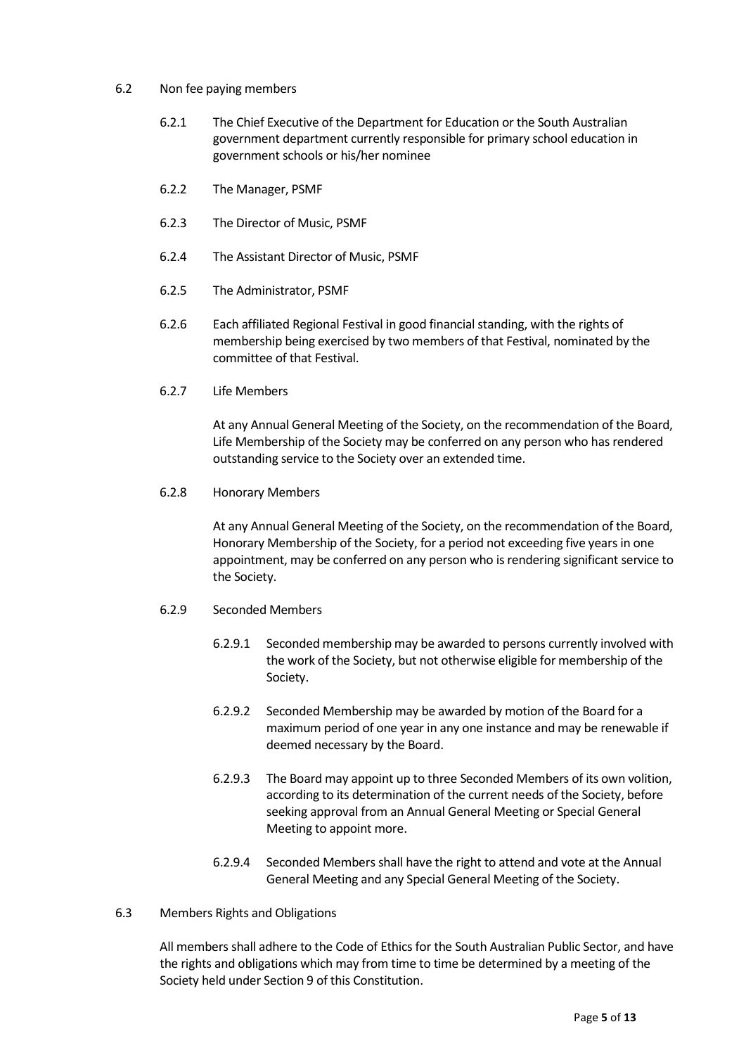6.2 Non fee paying members

6.2.1 The Chief Executive of the Department for Education or the South Australian government department currently responsible for primary school education in government schools or his/her nominee

6.2.2 The Manager, PSMF

6.2.3 The Director of Music, PSMF

6.2.4 The Assistant Director of Music, PSMF

6.2.5 The Administrator, PSMF

6.2.6 Each affiliated Regional Festival in good financial standing, with the rights of membership being exercised by two members of that Festival, nominated by the committee of that Festival.

6.2.7 Life Members

At any Annual General Meeting of the Society, on the recommendation of the Board, Life Membership of the Society may be conferred on any person who has rendered outstanding service to the Society over an extended time.

6.2.8 Honorary Members

At any Annual General Meeting of the Society, on the recommendation of the Board, Honorary Membership of the Society, for a period not exceeding five years in one appointment, may be conferred on any person who is rendering significant service to the Society.

6.2.9 Seconded Members

6.2.9.1 Seconded membership may be awarded to persons currently involved with the work of the Society, but not otherwise eligible for membership of the Society.

6.2.9.2 Seconded Membership may be awarded by motion of the Board for a maximum period of one year in any one instance and may be renewable if deemed necessary by the Board.

6.2.9.3 The Board may appoint up to three Seconded Members of its own volition, according to its determination of the current needs of the Society, before seeking approval from an Annual General Meeting or Special General Meeting to appoint more.

6.2.9.4 Seconded Members shall have the right to attend and vote at the Annual General Meeting and any Special General Meeting of the Society.

6.3 Members Rights and Obligations

All members shall adhere to the Code of Ethics for the South Australian Public Sector, and have the rights and obligations which may from time to time be determined by a meeting of the Society held under Section 9 of this Constitution.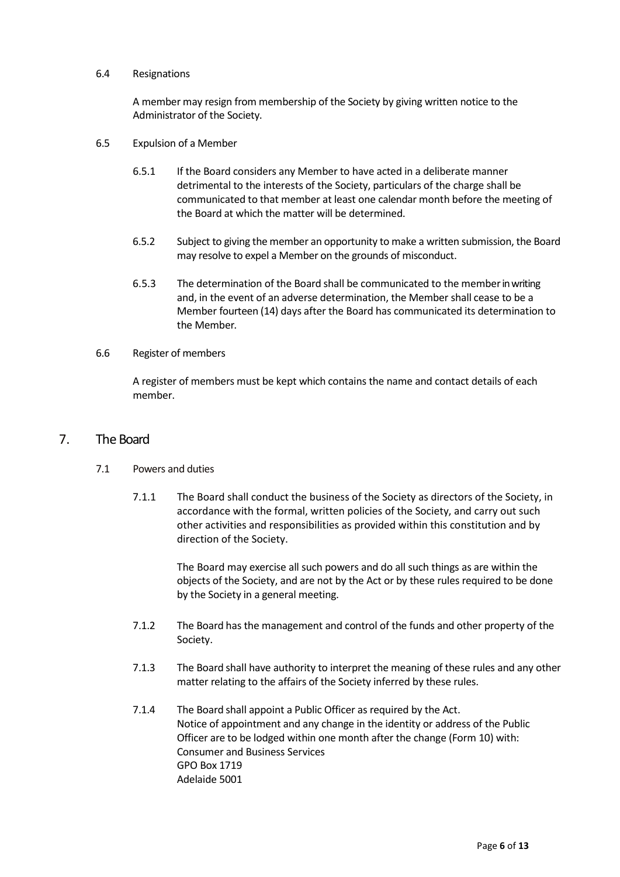6.4 Resignations

A member may resign from membership of the Society by giving written notice to the Administrator of the Society.

6.5 Expulsion of a Member

6.5.1 If the Board considers any Member to have acted in a deliberate manner detrimental to the interests of the Society, particulars of the charge shall be communicated to that member at least one calendar month before the meeting of the Board at which the matter will be determined.

6.5.2 Subject to giving the member an opportunity to make a written submission, the Board may resolve to expel a Member on the grounds of misconduct.

6.5.3 The determination of the Board shall be communicated to the member in writing and, in the event of an adverse determination, the Member shall cease to be a Member fourteen (14) days after the Board has communicated its determination to the Member.

6.6 Register of members

A register of members must be kept which contains the name and contact details of each member.

## 7. The Board

7.1 Powers and duties

7.1.1 The Board shall conduct the business of the Society as directors of the Society, in accordance with the formal, written policies of the Society, and carry out such other activities and responsibilities as provided within this constitution and by direction of the Society.

The Board may exercise all such powers and do all such things as are within the objects of the Society, and are not by the Act or by these rules required to be done by the Society in a general meeting.

7.1.2 The Board has the management and control of the funds and other property of the Society.

7.1.3 The Board shall have authority to interpret the meaning of these rules and any other matter relating to the affairs of the Society inferred by these rules.

7.1.4 The Board shall appoint a Public Officer as required by the Act.
Notice of appointment and any change in the identity or address of the Public Officer are to be lodged within one month after the change (Form 10) with:
Consumer and Business Services
GPO Box 1719
Adelaide 5001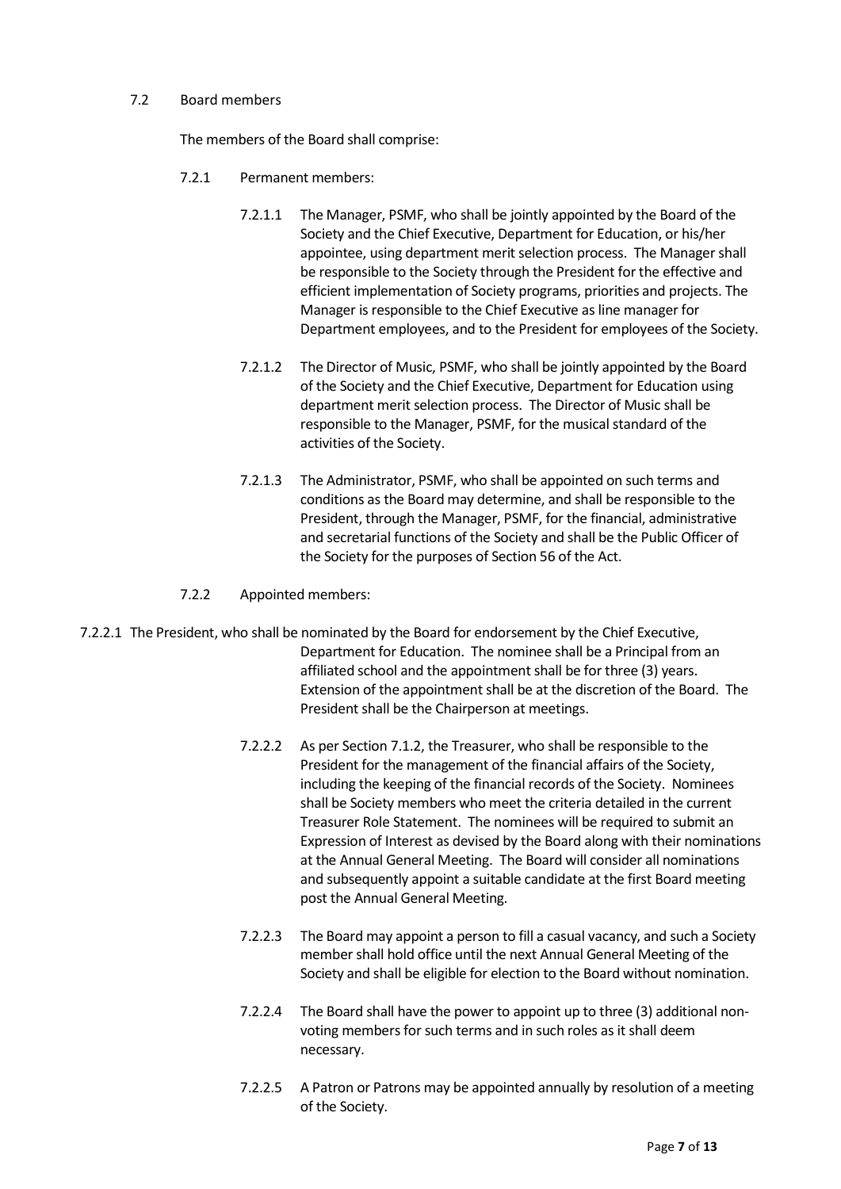7.2 Board members

The members of the Board shall comprise:

7.2.1 Permanent members:

7.2.1.1 The Manager, PSMF, who shall be jointly appointed by the Board of the Society and the Chief Executive, Department for Education, or his/her appointee, using department merit selection process. The Manager shall be responsible to the Society through the President for the effective and efficient implementation of Society programs, priorities and projects. The Manager is responsible to the Chief Executive as line manager for Department employees, and to the President for employees of the Society.

7.2.1.2 The Director of Music, PSMF, who shall be jointly appointed by the Board of the Society and the Chief Executive, Department for Education using department merit selection process. The Director of Music shall be responsible to the Manager, PSMF, for the musical standard of the activities of the Society.

7.2.1.3 The Administrator, PSMF, who shall be appointed on such terms and conditions as the Board may determine, and shall be responsible to the President, through the Manager, PSMF, for the financial, administrative and secretarial functions of the Society and shall be the Public Officer of the Society for the purposes of Section 56 of the Act.

7.2.2 Appointed members:

7.2.2.1 The President, who shall be nominated by the Board for endorsement by the Chief Executive, Department for Education. The nominee shall be a Principal from an affiliated school and the appointment shall be for three (3) years. Extension of the appointment shall be at the discretion of the Board. The President shall be the Chairperson at meetings.

7.2.2.2 As per Section 7.1.2, the Treasurer, who shall be responsible to the President for the management of the financial affairs of the Society, including the keeping of the financial records of the Society. Nominees shall be Society members who meet the criteria detailed in the current Treasurer Role Statement. The nominees will be required to submit an Expression of Interest as devised by the Board along with their nominations at the Annual General Meeting. The Board will consider all nominations and subsequently appoint a suitable candidate at the first Board meeting post the Annual General Meeting.

7.2.2.3 The Board may appoint a person to fill a casual vacancy, and such a Society member shall hold office until the next Annual General Meeting of the Society and shall be eligible for election to the Board without nomination.

7.2.2.4 The Board shall have the power to appoint up to three (3) additional non-voting members for such terms and in such roles as it shall deem necessary.

7.2.2.5 A Patron or Patrons may be appointed annually by resolution of a meeting of the Society.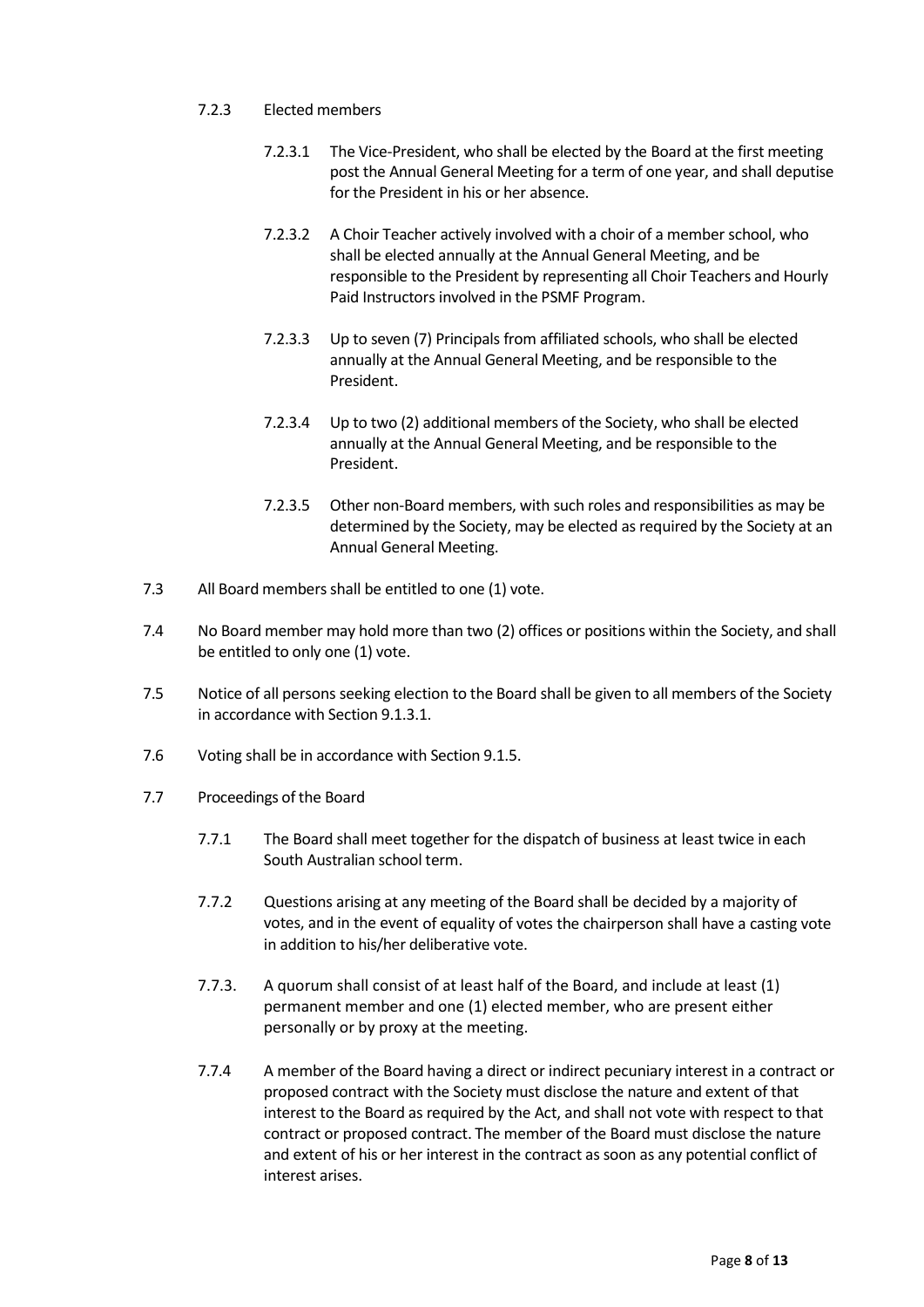7.2.3 Elected members

7.2.3.1 The Vice-President, who shall be elected by the Board at the first meeting post the Annual General Meeting for a term of one year, and shall deputise for the President in his or her absence.

7.2.3.2 A Choir Teacher actively involved with a choir of a member school, who shall be elected annually at the Annual General Meeting, and be responsible to the President by representing all Choir Teachers and Hourly Paid Instructors involved in the PSMF Program.

7.2.3.3 Up to seven (7) Principals from affiliated schools, who shall be elected annually at the Annual General Meeting, and be responsible to the President.

7.2.3.4 Up to two (2) additional members of the Society, who shall be elected annually at the Annual General Meeting, and be responsible to the President.

7.2.3.5 Other non-Board members, with such roles and responsibilities as may be determined by the Society, may be elected as required by the Society at an Annual General Meeting.

7.3 All Board members shall be entitled to one (1) vote.

7.4 No Board member may hold more than two (2) offices or positions within the Society, and shall be entitled to only one (1) vote.

7.5 Notice of all persons seeking election to the Board shall be given to all members of the Society in accordance with Section 9.1.3.1.

7.6 Voting shall be in accordance with Section 9.1.5.

7.7 Proceedings of the Board

7.7.1 The Board shall meet together for the dispatch of business at least twice in each South Australian school term.

7.7.2 Questions arising at any meeting of the Board shall be decided by a majority of votes, and in the event of equality of votes the chairperson shall have a casting vote in addition to his/her deliberative vote.

7.7.3. A quorum shall consist of at least half of the Board, and include at least (1) permanent member and one (1) elected member, who are present either personally or by proxy at the meeting.

7.7.4 A member of the Board having a direct or indirect pecuniary interest in a contract or proposed contract with the Society must disclose the nature and extent of that interest to the Board as required by the Act, and shall not vote with respect to that contract or proposed contract. The member of the Board must disclose the nature and extent of his or her interest in the contract as soon as any potential conflict of interest arises.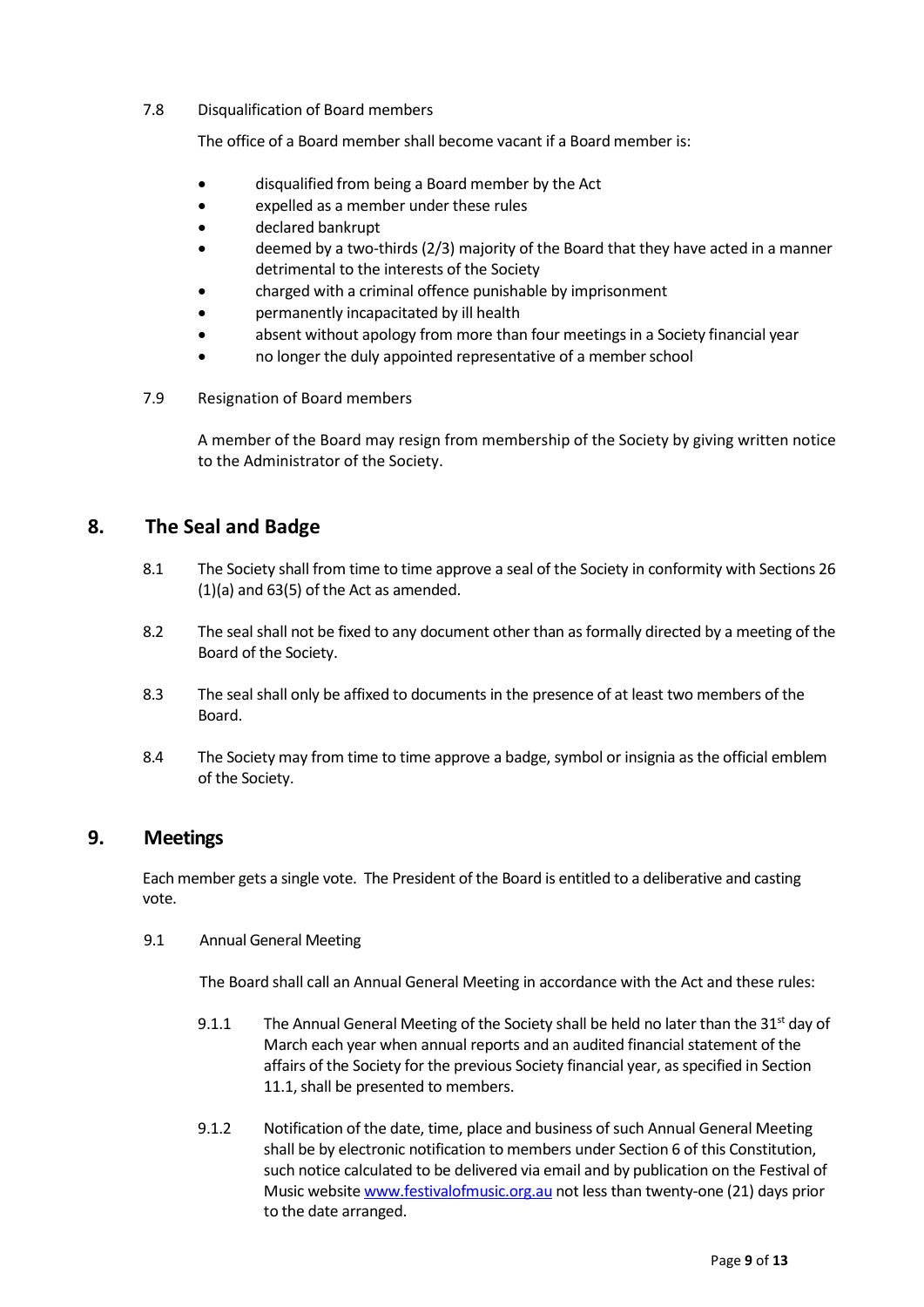7.8 Disqualification of Board members

The office of a Board member shall become vacant if a Board member is:

- disqualified from being a Board member by the Act
- expelled as a member under these rules
- declared bankrupt
- deemed by a two-thirds (2/3) majority of the Board that they have acted in a manner detrimental to the interests of the Society
- charged with a criminal offence punishable by imprisonment
- permanently incapacitated by ill health
- absent without apology from more than four meetings in a Society financial year
- no longer the duly appointed representative of a member school

7.9 Resignation of Board members

A member of the Board may resign from membership of the Society by giving written notice to the Administrator of the Society.

## 8. The Seal and Badge

8.1 The Society shall from time to time approve a seal of the Society in conformity with Sections 26 (1)(a) and 63(5) of the Act as amended.

8.2 The seal shall not be fixed to any document other than as formally directed by a meeting of the Board of the Society.

8.3 The seal shall only be affixed to documents in the presence of at least two members of the Board.

8.4 The Society may from time to time approve a badge, symbol or insignia as the official emblem of the Society.

## 9. Meetings

Each member gets a single vote. The President of the Board is entitled to a deliberative and casting vote.

9.1 Annual General Meeting

The Board shall call an Annual General Meeting in accordance with the Act and these rules:

9.1.1 The Annual General Meeting of the Society shall be held no later than the 31st day of March each year when annual reports and an audited financial statement of the affairs of the Society for the previous Society financial year, as specified in Section 11.1, shall be presented to members.

9.1.2 Notification of the date, time, place and business of such Annual General Meeting shall be by electronic notification to members under Section 6 of this Constitution, such notice calculated to be delivered via email and by publication on the Festival of Music website www.festivalofmusic.org.au not less than twenty-one (21) days prior to the date arranged.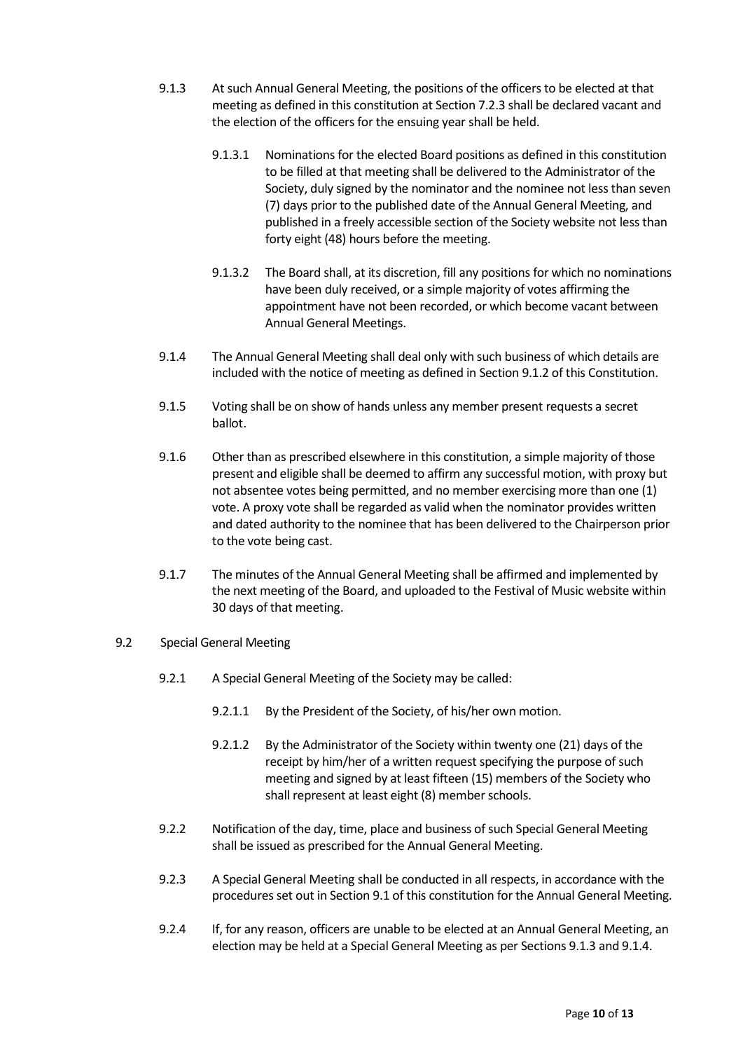9.1.3 At such Annual General Meeting, the positions of the officers to be elected at that meeting as defined in this constitution at Section 7.2.3 shall be declared vacant and the election of the officers for the ensuing year shall be held.

9.1.3.1 Nominations for the elected Board positions as defined in this constitution to be filled at that meeting shall be delivered to the Administrator of the Society, duly signed by the nominator and the nominee not less than seven (7) days prior to the published date of the Annual General Meeting, and published in a freely accessible section of the Society website not less than forty eight (48) hours before the meeting.

9.1.3.2 The Board shall, at its discretion, fill any positions for which no nominations have been duly received, or a simple majority of votes affirming the appointment have not been recorded, or which become vacant between Annual General Meetings.

9.1.4 The Annual General Meeting shall deal only with such business of which details are included with the notice of meeting as defined in Section 9.1.2 of this Constitution.

9.1.5 Voting shall be on show of hands unless any member present requests a secret ballot.

9.1.6 Other than as prescribed elsewhere in this constitution, a simple majority of those present and eligible shall be deemed to affirm any successful motion, with proxy but not absentee votes being permitted, and no member exercising more than one (1) vote. A proxy vote shall be regarded as valid when the nominator provides written and dated authority to the nominee that has been delivered to the Chairperson prior to the vote being cast.

9.1.7 The minutes of the Annual General Meeting shall be affirmed and implemented by the next meeting of the Board, and uploaded to the Festival of Music website within 30 days of that meeting.

9.2 Special General Meeting

9.2.1 A Special General Meeting of the Society may be called:

9.2.1.1 By the President of the Society, of his/her own motion.

9.2.1.2 By the Administrator of the Society within twenty one (21) days of the receipt by him/her of a written request specifying the purpose of such meeting and signed by at least fifteen (15) members of the Society who shall represent at least eight (8) member schools.

9.2.2 Notification of the day, time, place and business of such Special General Meeting shall be issued as prescribed for the Annual General Meeting.

9.2.3 A Special General Meeting shall be conducted in all respects, in accordance with the procedures set out in Section 9.1 of this constitution for the Annual General Meeting.

9.2.4 If, for any reason, officers are unable to be elected at an Annual General Meeting, an election may be held at a Special General Meeting as per Sections 9.1.3 and 9.1.4.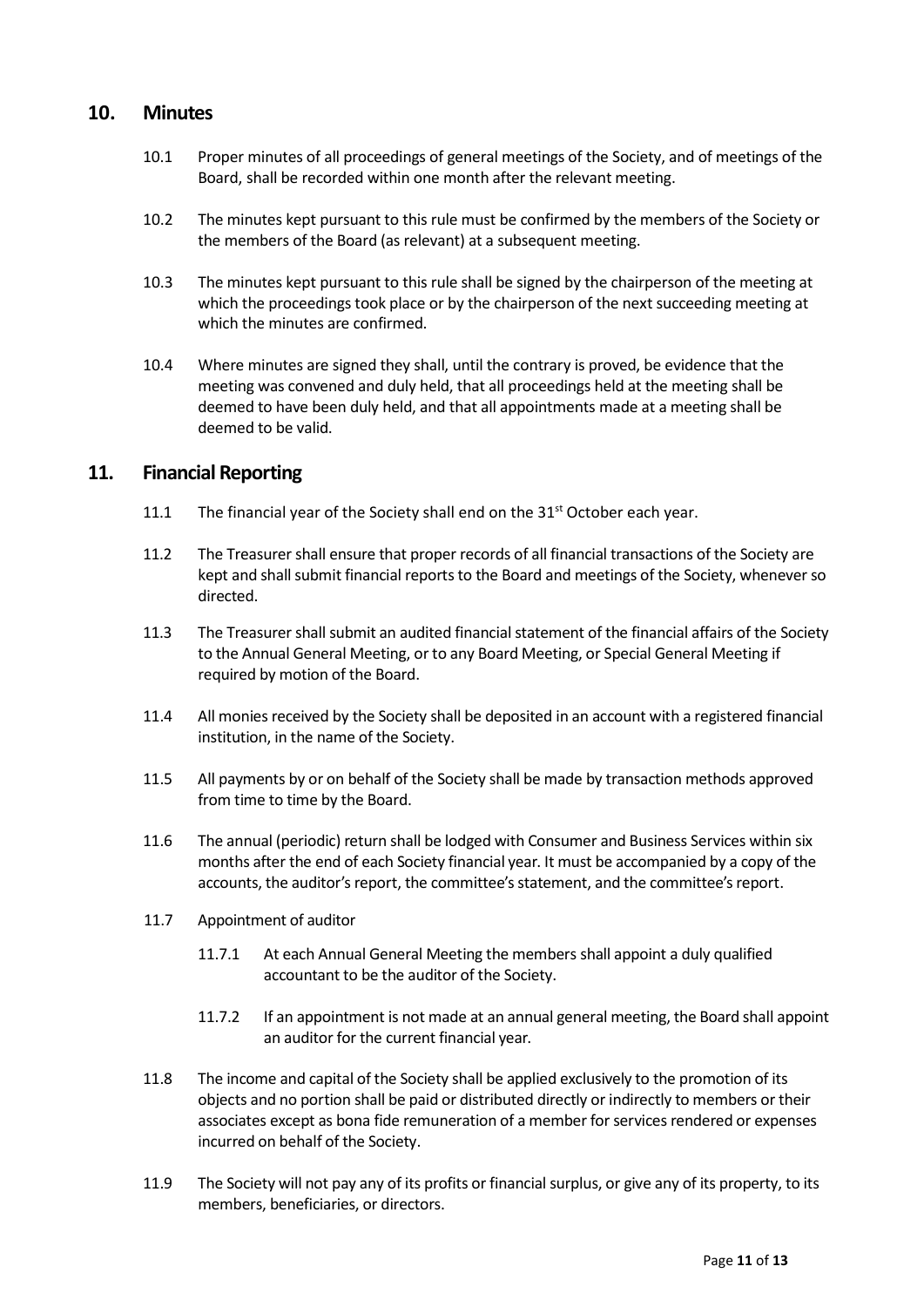## 10. Minutes

10.1 Proper minutes of all proceedings of general meetings of the Society, and of meetings of the Board, shall be recorded within one month after the relevant meeting.

10.2 The minutes kept pursuant to this rule must be confirmed by the members of the Society or the members of the Board (as relevant) at a subsequent meeting.

10.3 The minutes kept pursuant to this rule shall be signed by the chairperson of the meeting at which the proceedings took place or by the chairperson of the next succeeding meeting at which the minutes are confirmed.

10.4 Where minutes are signed they shall, until the contrary is proved, be evidence that the meeting was convened and duly held, that all proceedings held at the meeting shall be deemed to have been duly held, and that all appointments made at a meeting shall be deemed to be valid.

## 11. Financial Reporting

11.1 The financial year of the Society shall end on the 31st October each year.

11.2 The Treasurer shall ensure that proper records of all financial transactions of the Society are kept and shall submit financial reports to the Board and meetings of the Society, whenever so directed.

11.3 The Treasurer shall submit an audited financial statement of the financial affairs of the Society to the Annual General Meeting, or to any Board Meeting, or Special General Meeting if required by motion of the Board.

11.4 All monies received by the Society shall be deposited in an account with a registered financial institution, in the name of the Society.

11.5 All payments by or on behalf of the Society shall be made by transaction methods approved from time to time by the Board.

11.6 The annual (periodic) return shall be lodged with Consumer and Business Services within six months after the end of each Society financial year. It must be accompanied by a copy of the accounts, the auditor's report, the committee's statement, and the committee's report.

11.7 Appointment of auditor

11.7.1 At each Annual General Meeting the members shall appoint a duly qualified accountant to be the auditor of the Society.

11.7.2 If an appointment is not made at an annual general meeting, the Board shall appoint an auditor for the current financial year.

11.8 The income and capital of the Society shall be applied exclusively to the promotion of its objects and no portion shall be paid or distributed directly or indirectly to members or their associates except as bona fide remuneration of a member for services rendered or expenses incurred on behalf of the Society.

11.9 The Society will not pay any of its profits or financial surplus, or give any of its property, to its members, beneficiaries, or directors.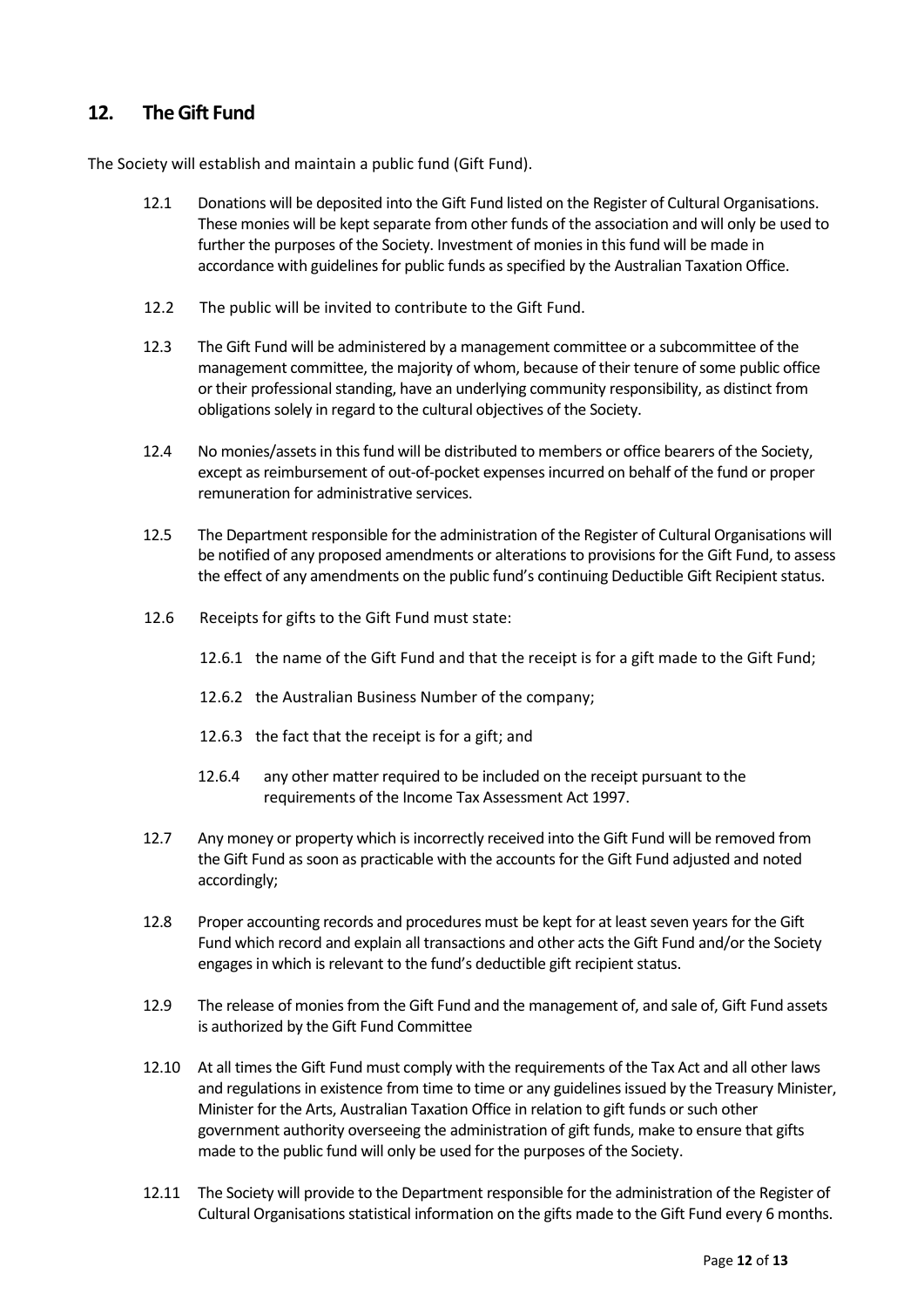## 12. The Gift Fund

The Society will establish and maintain a public fund (Gift Fund).

12.1 Donations will be deposited into the Gift Fund listed on the Register of Cultural Organisations. These monies will be kept separate from other funds of the association and will only be used to further the purposes of the Society. Investment of monies in this fund will be made in accordance with guidelines for public funds as specified by the Australian Taxation Office.

12.2 The public will be invited to contribute to the Gift Fund.

12.3 The Gift Fund will be administered by a management committee or a subcommittee of the management committee, the majority of whom, because of their tenure of some public office or their professional standing, have an underlying community responsibility, as distinct from obligations solely in regard to the cultural objectives of the Society.

12.4 No monies/assets in this fund will be distributed to members or office bearers of the Society, except as reimbursement of out-of-pocket expenses incurred on behalf of the fund or proper remuneration for administrative services.

12.5 The Department responsible for the administration of the Register of Cultural Organisations will be notified of any proposed amendments or alterations to provisions for the Gift Fund, to assess the effect of any amendments on the public fund's continuing Deductible Gift Recipient status.

12.6 Receipts for gifts to the Gift Fund must state:

12.6.1 the name of the Gift Fund and that the receipt is for a gift made to the Gift Fund;

12.6.2 the Australian Business Number of the company;

12.6.3 the fact that the receipt is for a gift; and

12.6.4 any other matter required to be included on the receipt pursuant to the requirements of the Income Tax Assessment Act 1997.

12.7 Any money or property which is incorrectly received into the Gift Fund will be removed from the Gift Fund as soon as practicable with the accounts for the Gift Fund adjusted and noted accordingly;

12.8 Proper accounting records and procedures must be kept for at least seven years for the Gift Fund which record and explain all transactions and other acts the Gift Fund and/or the Society engages in which is relevant to the fund's deductible gift recipient status.

12.9 The release of monies from the Gift Fund and the management of, and sale of, Gift Fund assets is authorized by the Gift Fund Committee

12.10 At all times the Gift Fund must comply with the requirements of the Tax Act and all other laws and regulations in existence from time to time or any guidelines issued by the Treasury Minister, Minister for the Arts, Australian Taxation Office in relation to gift funds or such other government authority overseeing the administration of gift funds, make to ensure that gifts made to the public fund will only be used for the purposes of the Society.

12.11 The Society will provide to the Department responsible for the administration of the Register of Cultural Organisations statistical information on the gifts made to the Gift Fund every 6 months.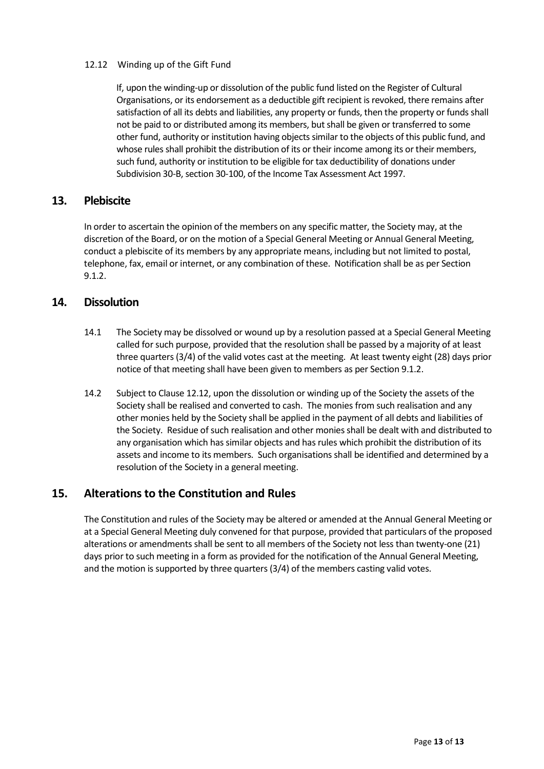12.12 Winding up of the Gift Fund

If, upon the winding-up or dissolution of the public fund listed on the Register of Cultural Organisations, or its endorsement as a deductible gift recipient is revoked, there remains after satisfaction of all its debts and liabilities, any property or funds, then the property or funds shall not be paid to or distributed among its members, but shall be given or transferred to some other fund, authority or institution having objects similar to the objects of this public fund, and whose rules shall prohibit the distribution of its or their income among its or their members, such fund, authority or institution to be eligible for tax deductibility of donations under Subdivision 30-B, section 30-100, of the Income Tax Assessment Act 1997.

## 13. Plebiscite

In order to ascertain the opinion of the members on any specific matter, the Society may, at the discretion of the Board, or on the motion of a Special General Meeting or Annual General Meeting, conduct a plebiscite of its members by any appropriate means, including but not limited to postal, telephone, fax, email or internet, or any combination of these. Notification shall be as per Section 9.1.2.

## 14. Dissolution

14.1 The Society may be dissolved or wound up by a resolution passed at a Special General Meeting called for such purpose, provided that the resolution shall be passed by a majority of at least three quarters (3/4) of the valid votes cast at the meeting. At least twenty eight (28) days prior notice of that meeting shall have been given to members as per Section 9.1.2.

14.2 Subject to Clause 12.12, upon the dissolution or winding up of the Society the assets of the Society shall be realised and converted to cash. The monies from such realisation and any other monies held by the Society shall be applied in the payment of all debts and liabilities of the Society. Residue of such realisation and other monies shall be dealt with and distributed to any organisation which has similar objects and has rules which prohibit the distribution of its assets and income to its members. Such organisations shall be identified and determined by a resolution of the Society in a general meeting.

## 15. Alterations to the Constitution and Rules

The Constitution and rules of the Society may be altered or amended at the Annual General Meeting or at a Special General Meeting duly convened for that purpose, provided that particulars of the proposed alterations or amendments shall be sent to all members of the Society not less than twenty-one (21) days prior to such meeting in a form as provided for the notification of the Annual General Meeting, and the motion is supported by three quarters (3/4) of the members casting valid votes.